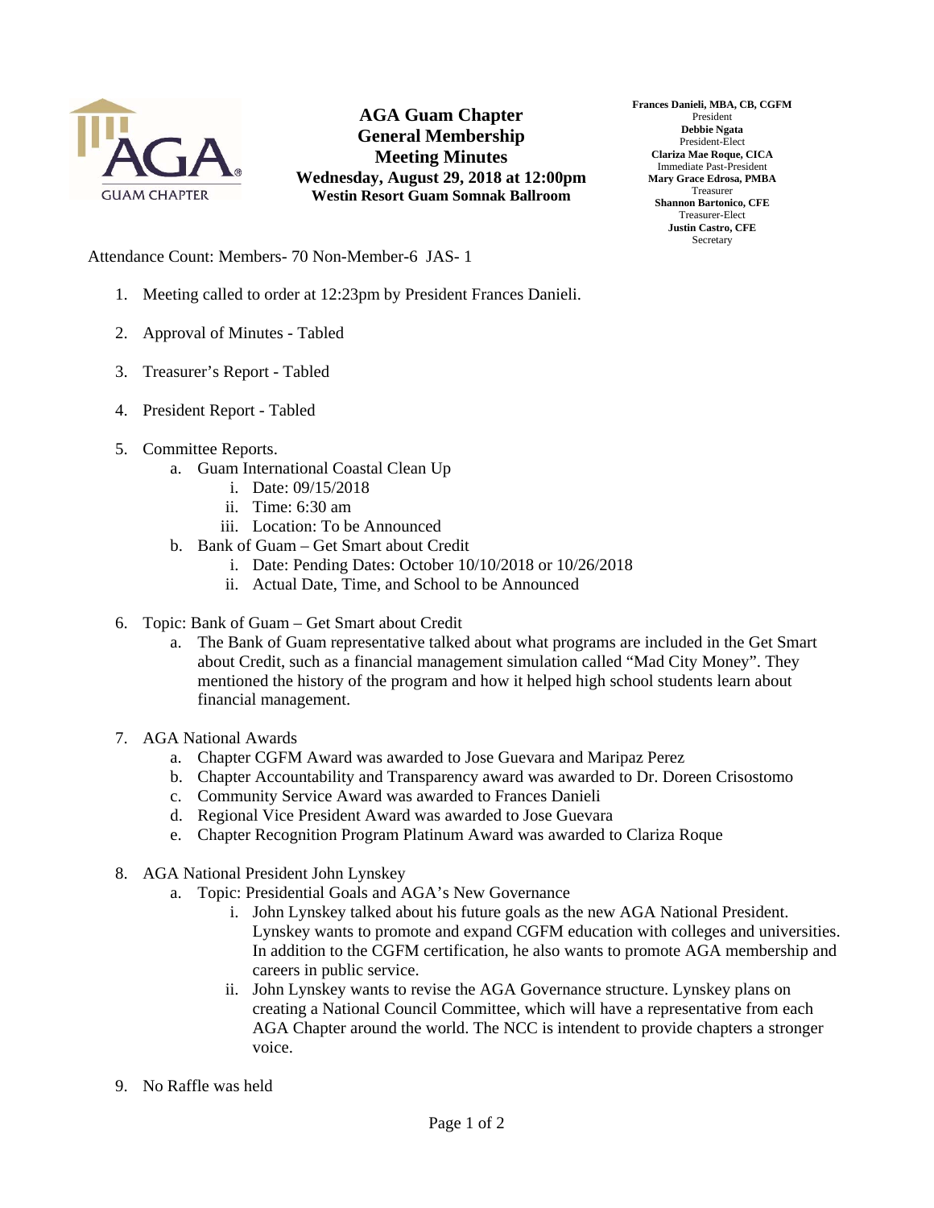# AGA Guam Chapter
## General Membership Meeting Minutes
**Wednesday, August 29, 2018 at 12:00pm**
**Westin Resort Guam Somnak Ballroom**

**Frances Danieli, MBA, CB, CGFM**
President
**Debbie Ngata**
President-Elect
**Clariza Mae Roque, CICA**
Immediate Past-President
**Mary Grace Edrosa, PMBA**
Treasurer
**Shannon Bartonico, CFE**
Treasurer-Elect
**Justin Castro, CFE**
Secretary

Attendance Count: Members- 70 Non-Member-6 JAS- 1

1. Meeting called to order at 12:23pm by President Frances Danieli.

2. Approval of Minutes - Tabled

3. Treasurer's Report - Tabled

4. President Report - Tabled

5. Committee Reports.
   a. Guam International Coastal Clean Up
      i. Date: 09/15/2018
      ii. Time: 6:30 am
      iii. Location: To be Announced
   b. Bank of Guam – Get Smart about Credit
      i. Date: Pending Dates: October 10/10/2018 or 10/26/2018
      ii. Actual Date, Time, and School to be Announced

6. Topic: Bank of Guam – Get Smart about Credit
   a. The Bank of Guam representative talked about what programs are included in the Get Smart about Credit, such as a financial management simulation called "Mad City Money". They mentioned the history of the program and how it helped high school students learn about financial management.

7. AGA National Awards
   a. Chapter CGFM Award was awarded to Jose Guevara and Maripaz Perez
   b. Chapter Accountability and Transparency award was awarded to Dr. Doreen Crisostomo
   c. Community Service Award was awarded to Frances Danieli
   d. Regional Vice President Award was awarded to Jose Guevara
   e. Chapter Recognition Program Platinum Award was awarded to Clariza Roque

8. AGA National President John Lynskey
   a. Topic: Presidential Goals and AGA's New Governance
      i. John Lynskey talked about his future goals as the new AGA National President. Lynskey wants to promote and expand CGFM education with colleges and universities. In addition to the CGFM certification, he also wants to promote AGA membership and careers in public service.
      ii. John Lynskey wants to revise the AGA Governance structure. Lynskey plans on creating a National Council Committee, which will have a representative from each AGA Chapter around the world. The NCC is intendent to provide chapters a stronger voice.

9. No Raffle was held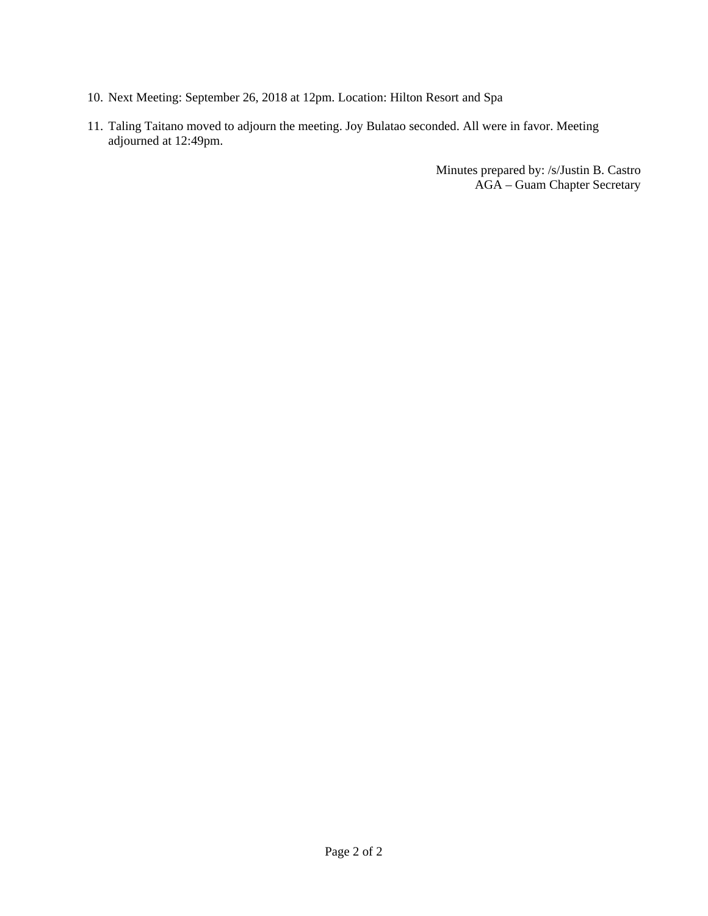10. Next Meeting: September 26, 2018 at 12pm. Location: Hilton Resort and Spa

11. Taling Taitano moved to adjourn the meeting. Joy Bulatao seconded. All were in favor. Meeting adjourned at 12:49pm.

Minutes prepared by: /s/Justin B. Castro
AGA – Guam Chapter Secretary